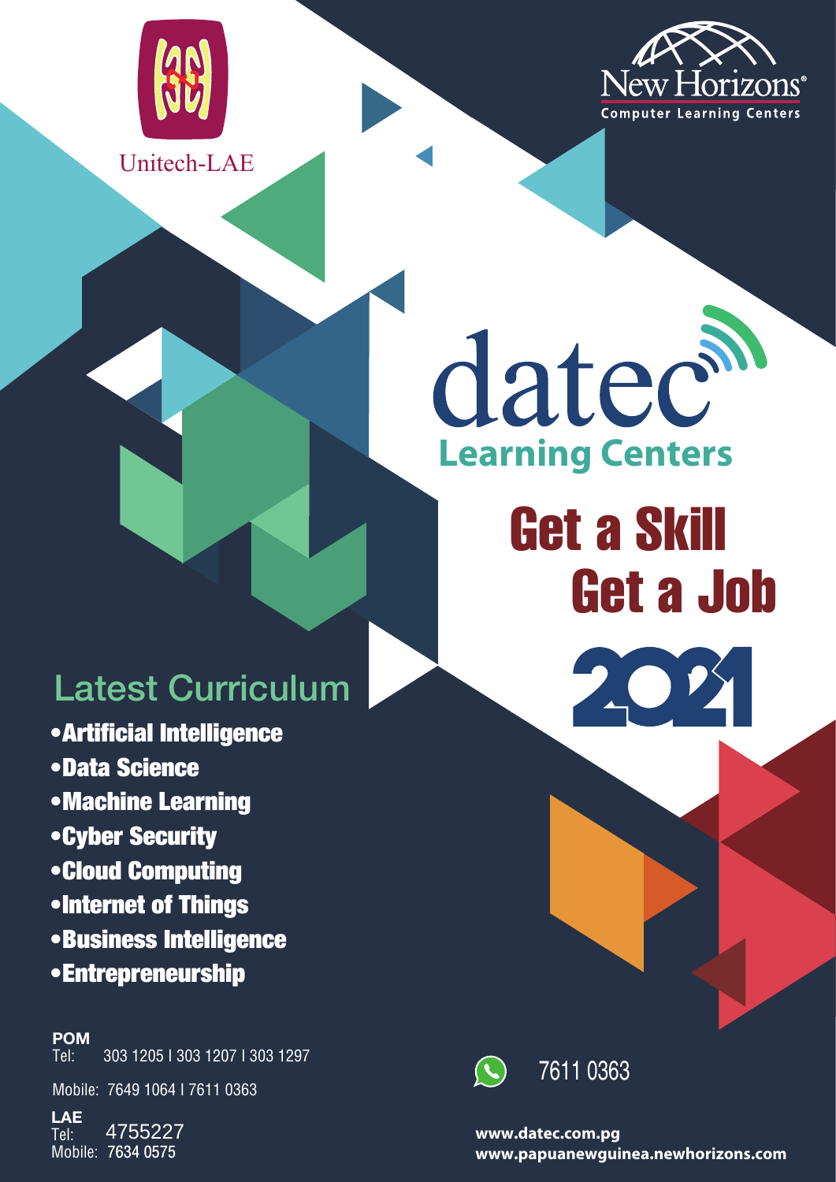Unitech-LAE

New Horizons®
Computer Learning Centers

# datec
## Learning Centers

# Get a Skill
# Get a Job
# 2021

## Latest Curriculum

- **Artificial Intelligence**
- **Data Science**
- **Machine Learning**
- **Cyber Security**
- **Cloud Computing**
- **Internet of Things**
- **Business Intelligence**
- **Entrepreneurship**

**POM**
Tel: 303 1205 I 303 1207 I 303 1297

Mobile: 7649 1064 I 7611 0363

**LAE**
Tel: 4755227
Mobile: 7634 0575

WhatsApp: 7611 0363

**www.datec.com.pg**
**www.papuanewguinea.newhorizons.com**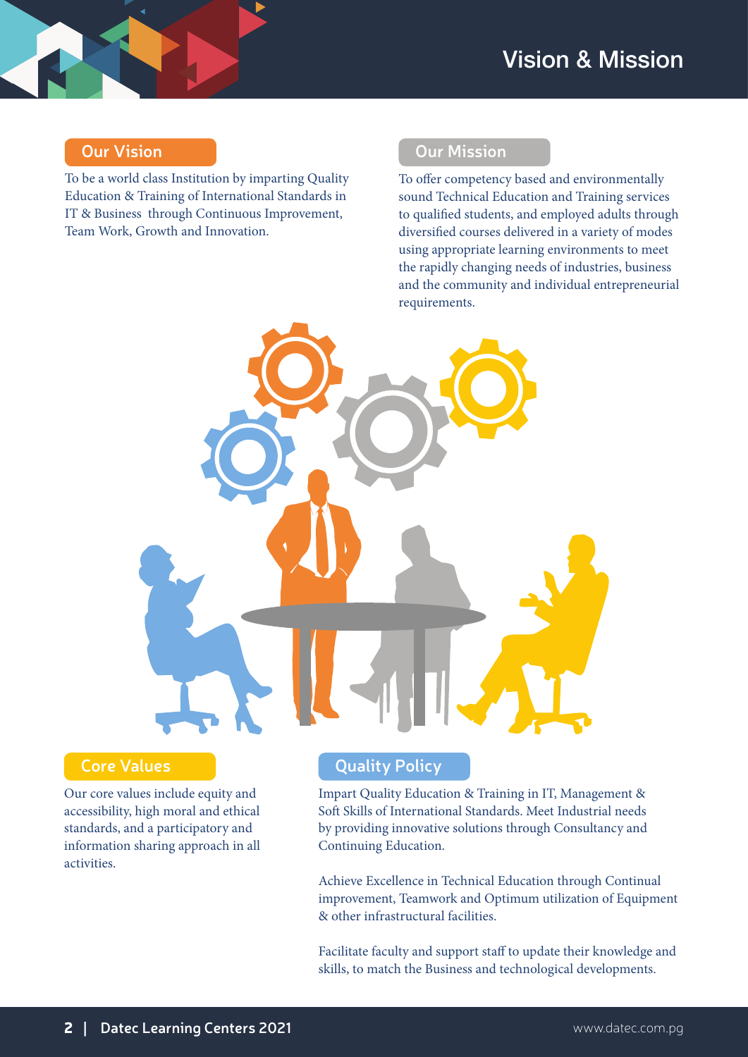# Vision & Mission

## Our Vision

To be a world class Institution by imparting Quality Education & Training of International Standards in IT & Business through Continuous Improvement, Team Work, Growth and Innovation.

## Our Mission

To offer competency based and environmentally sound Technical Education and Training services to qualified students, and employed adults through diversified courses delivered in a variety of modes using appropriate learning environments to meet the rapidly changing needs of industries, business and the community and individual entrepreneurial requirements.

## Core Values

Our core values include equity and accessibility, high moral and ethical standards, and a participatory and information sharing approach in all activities.

## Quality Policy

Impart Quality Education & Training in IT, Management & Soft Skills of International Standards. Meet Industrial needs by providing innovative solutions through Consultancy and Continuing Education.

Achieve Excellence in Technical Education through Continual improvement, Teamwork and Optimum utilization of Equipment & other infrastructural facilities.

Facilitate faculty and support staff to update their knowledge and skills, to match the Business and technological developments.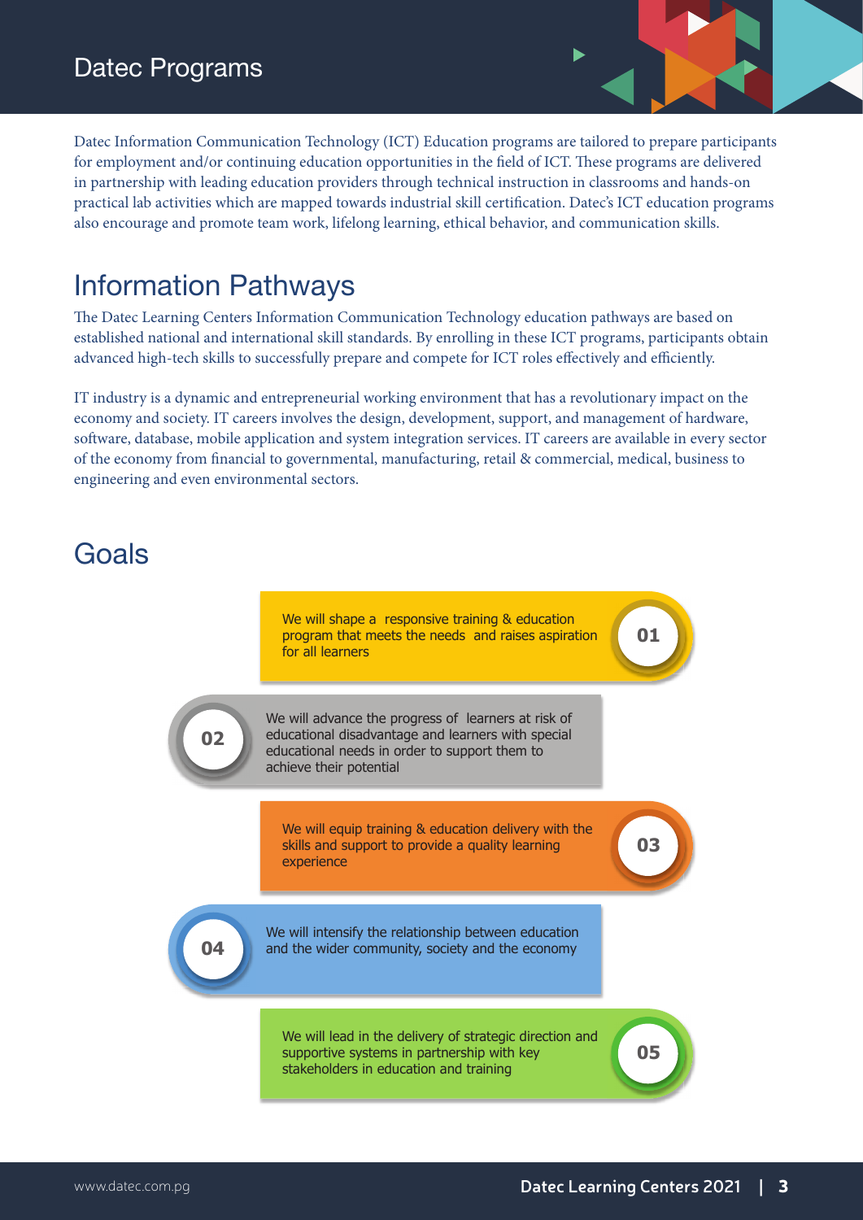# Datec Programs

Datec Information Communication Technology (ICT) Education programs are tailored to prepare participants for employment and/or continuing education opportunities in the field of ICT. These programs are delivered in partnership with leading education providers through technical instruction in classrooms and hands-on practical lab activities which are mapped towards industrial skill certification. Datec's ICT education programs also encourage and promote team work, lifelong learning, ethical behavior, and communication skills.

## Information Pathways

The Datec Learning Centers Information Communication Technology education pathways are based on established national and international skill standards. By enrolling in these ICT programs, participants obtain advanced high-tech skills to successfully prepare and compete for ICT roles effectively and efficiently.

IT industry is a dynamic and entrepreneurial working environment that has a revolutionary impact on the economy and society. IT careers involves the design, development, support, and management of hardware, software, database, mobile application and system integration services. IT careers are available in every sector of the economy from financial to governmental, manufacturing, retail & commercial, medical, business to engineering and even environmental sectors.

## Goals

**01** We will shape a responsive training & education program that meets the needs and raises aspiration for all learners

**02** We will advance the progress of learners at risk of educational disadvantage and learners with special educational needs in order to support them to achieve their potential

**03** We will equip training & education delivery with the skills and support to provide a quality learning experience

**04** We will intensify the relationship between education and the wider community, society and the economy

**05** We will lead in the delivery of strategic direction and supportive systems in partnership with key stakeholders in education and training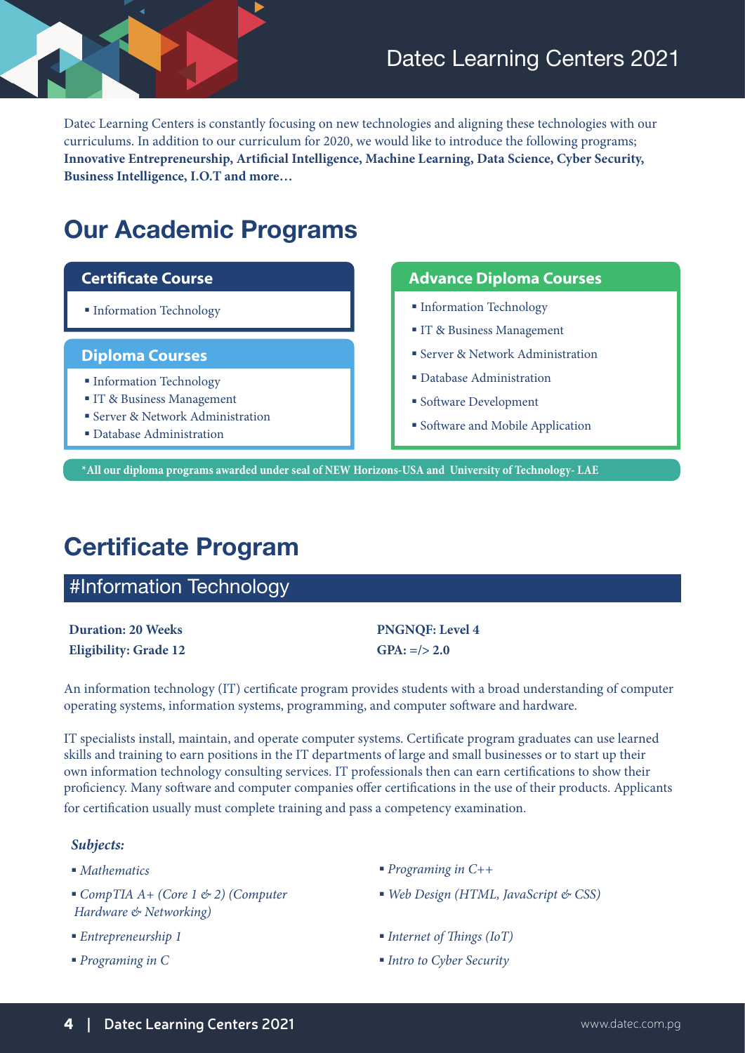Datec Learning Centers is constantly focusing on new technologies and aligning these technologies with our curriculums. In addition to our curriculum for 2020, we would like to introduce the following programs; **Innovative Entrepreneurship, Artificial Intelligence, Machine Learning, Data Science, Cyber Security, Business Intelligence, I.O.T and more…**

# Our Academic Programs

### Certificate Course

- Information Technology

### Diploma Courses

- Information Technology
- IT & Business Management
- Server & Network Administration
- Database Administration

### Advance Diploma Courses

- Information Technology
- IT & Business Management
- Server & Network Administration
- Database Administration
- Software Development
- Software and Mobile Application

***All our diploma programs awarded under seal of NEW Horizons-USA and University of Technology- LAE**

# Certificate Program

## #Information Technology

**Duration: 20 Weeks**
**Eligibility: Grade 12**
**PNGNQF: Level 4**
**GPA: =/> 2.0**

An information technology (IT) certificate program provides students with a broad understanding of computer operating systems, information systems, programming, and computer software and hardware.

IT specialists install, maintain, and operate computer systems. Certificate program graduates can use learned skills and training to earn positions in the IT departments of large and small businesses or to start up their own information technology consulting services. IT professionals then can earn certifications to show their proficiency. Many software and computer companies offer certifications in the use of their products. Applicants for certification usually must complete training and pass a competency examination.

***Subjects:***

- *Mathematics*
- *CompTIA A+ (Core 1 & 2) (Computer Hardware & Networking)*
- *Entrepreneurship 1*
- *Programing in C*
- *Programing in C++*
- *Web Design (HTML, JavaScript & CSS)*
- *Internet of Things (IoT)*
- *Intro to Cyber Security*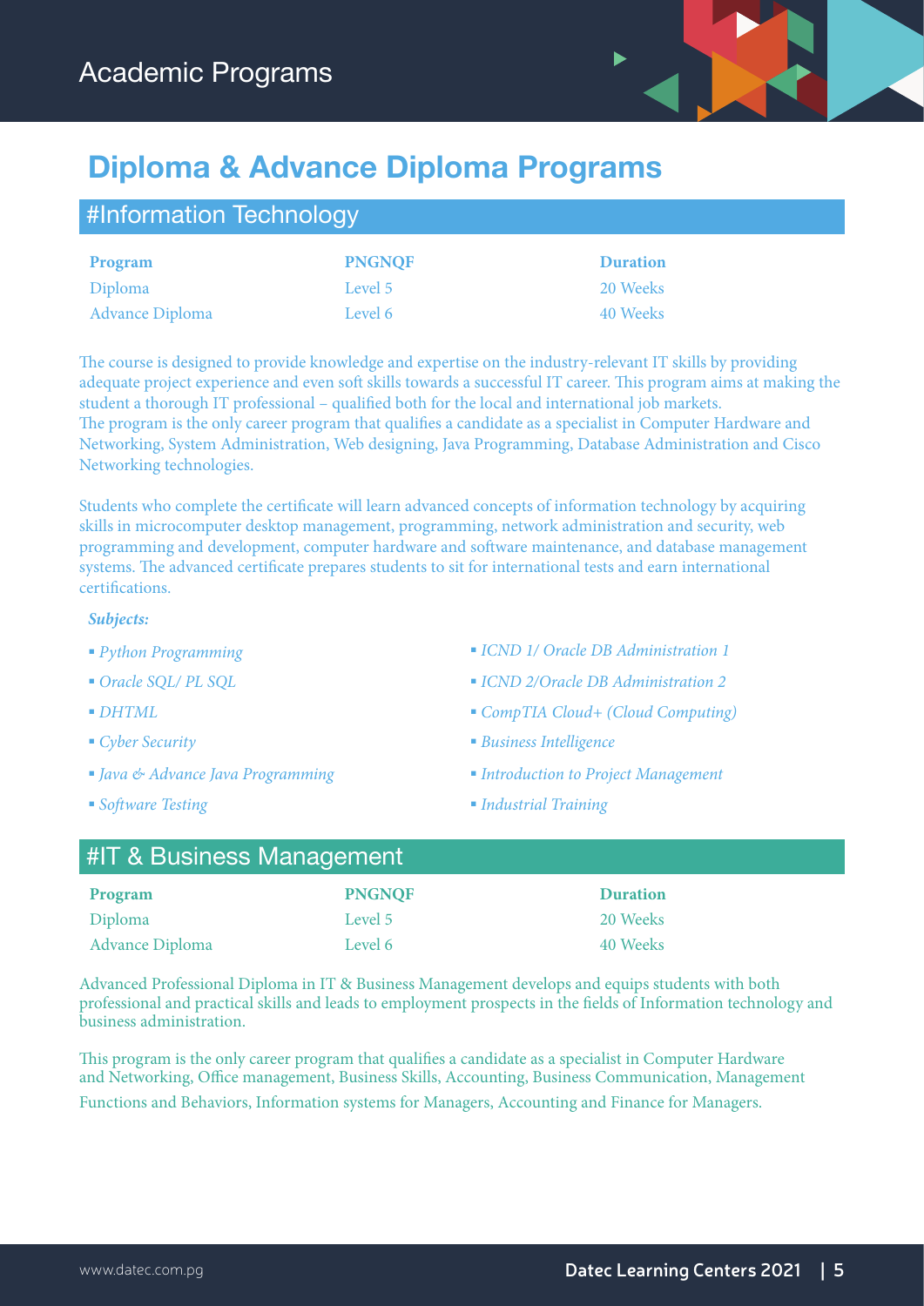# Academic Programs

## Diploma & Advance Diploma Programs

### #Information Technology

| Program | PNGNQF | Duration |
|---|---|---|
| Diploma | Level 5 | 20 Weeks |
| Advance Diploma | Level 6 | 40 Weeks |

The course is designed to provide knowledge and expertise on the industry-relevant IT skills by providing adequate project experience and even soft skills towards a successful IT career. This program aims at making the student a thorough IT professional – qualified both for the local and international job markets. The program is the only career program that qualifies a candidate as a specialist in Computer Hardware and Networking, System Administration, Web designing, Java Programming, Database Administration and Cisco Networking technologies.

Students who complete the certificate will learn advanced concepts of information technology by acquiring skills in microcomputer desktop management, programming, network administration and security, web programming and development, computer hardware and software maintenance, and database management systems. The advanced certificate prepares students to sit for international tests and earn international certifications.

***Subjects:***

- *Python Programming*
- *Oracle SQL/ PL SQL*
- *DHTML*
- *Cyber Security*
- *Java & Advance Java Programming*
- *Software Testing*
- *ICND 1/ Oracle DB Administration 1*
- *ICND 2/Oracle DB Administration 2*
- *CompTIA Cloud+ (Cloud Computing)*
- *Business Intelligence*
- *Introduction to Project Management*
- *Industrial Training*

### #IT & Business Management

| Program | PNGNQF | Duration |
|---|---|---|
| Diploma | Level 5 | 20 Weeks |
| Advance Diploma | Level 6 | 40 Weeks |

Advanced Professional Diploma in IT & Business Management develops and equips students with both professional and practical skills and leads to employment prospects in the fields of Information technology and business administration.

This program is the only career program that qualifies a candidate as a specialist in Computer Hardware and Networking, Office management, Business Skills, Accounting, Business Communication, Management Functions and Behaviors, Information systems for Managers, Accounting and Finance for Managers.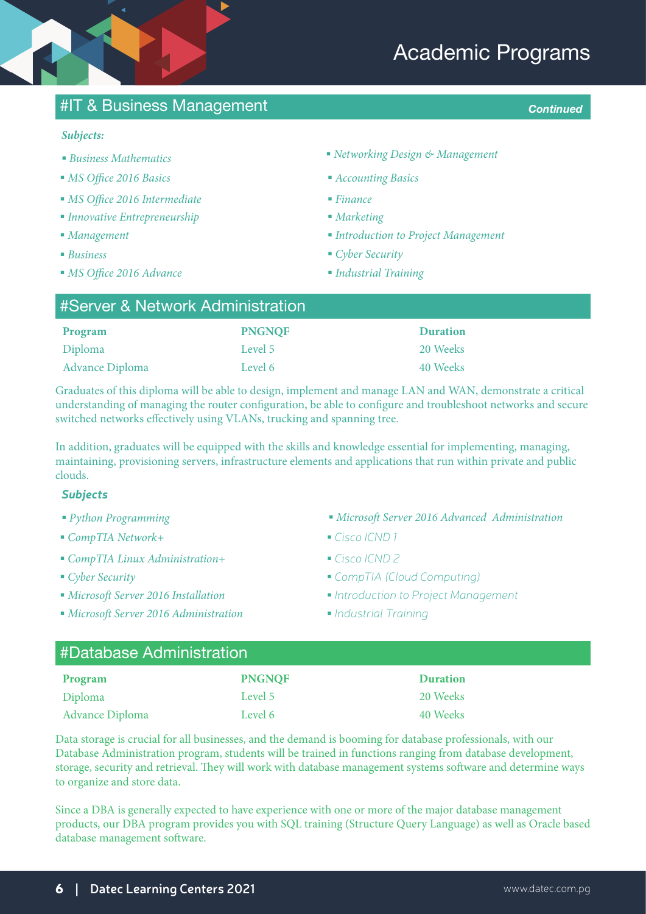# Academic Programs

## #IT & Business Management

*Continued*

***Subjects:***

- *Business Mathematics*
- *MS Office 2016 Basics*
- *MS Office 2016 Intermediate*
- *Innovative Entrepreneurship*
- *Management*
- *Business*
- *MS Office 2016 Advance*
- *Networking Design & Management*
- *Accounting Basics*
- *Finance*
- *Marketing*
- *Introduction to Project Management*
- *Cyber Security*
- *Industrial Training*

## #Server & Network Administration

| Program | PNGNQF | Duration |
|---|---|---|
| Diploma | Level 5 | 20 Weeks |
| Advance Diploma | Level 6 | 40 Weeks |

Graduates of this diploma will be able to design, implement and manage LAN and WAN, demonstrate a critical understanding of managing the router configuration, be able to configure and troubleshoot networks and secure switched networks effectively using VLANs, trucking and spanning tree.

In addition, graduates will be equipped with the skills and knowledge essential for implementing, managing, maintaining, provisioning servers, infrastructure elements and applications that run within private and public clouds.

***Subjects***

- *Python Programming*
- *CompTIA Network+*
- *CompTIA Linux Administration+*
- *Cyber Security*
- *Microsoft Server 2016 Installation*
- *Microsoft Server 2016 Administration*
- *Microsoft Server 2016 Advanced Administration*
- *Cisco ICND 1*
- *Cisco ICND 2*
- *CompTIA (Cloud Computing)*
- *Introduction to Project Management*
- *Industrial Training*

## #Database Administration

| Program | PNGNQF | Duration |
|---|---|---|
| Diploma | Level 5 | 20 Weeks |
| Advance Diploma | Level 6 | 40 Weeks |

Data storage is crucial for all businesses, and the demand is booming for database professionals, with our Database Administration program, students will be trained in functions ranging from database development, storage, security and retrieval. They will work with database management systems software and determine ways to organize and store data.

Since a DBA is generally expected to have experience with one or more of the major database management products, our DBA program provides you with SQL training (Structure Query Language) as well as Oracle based database management software.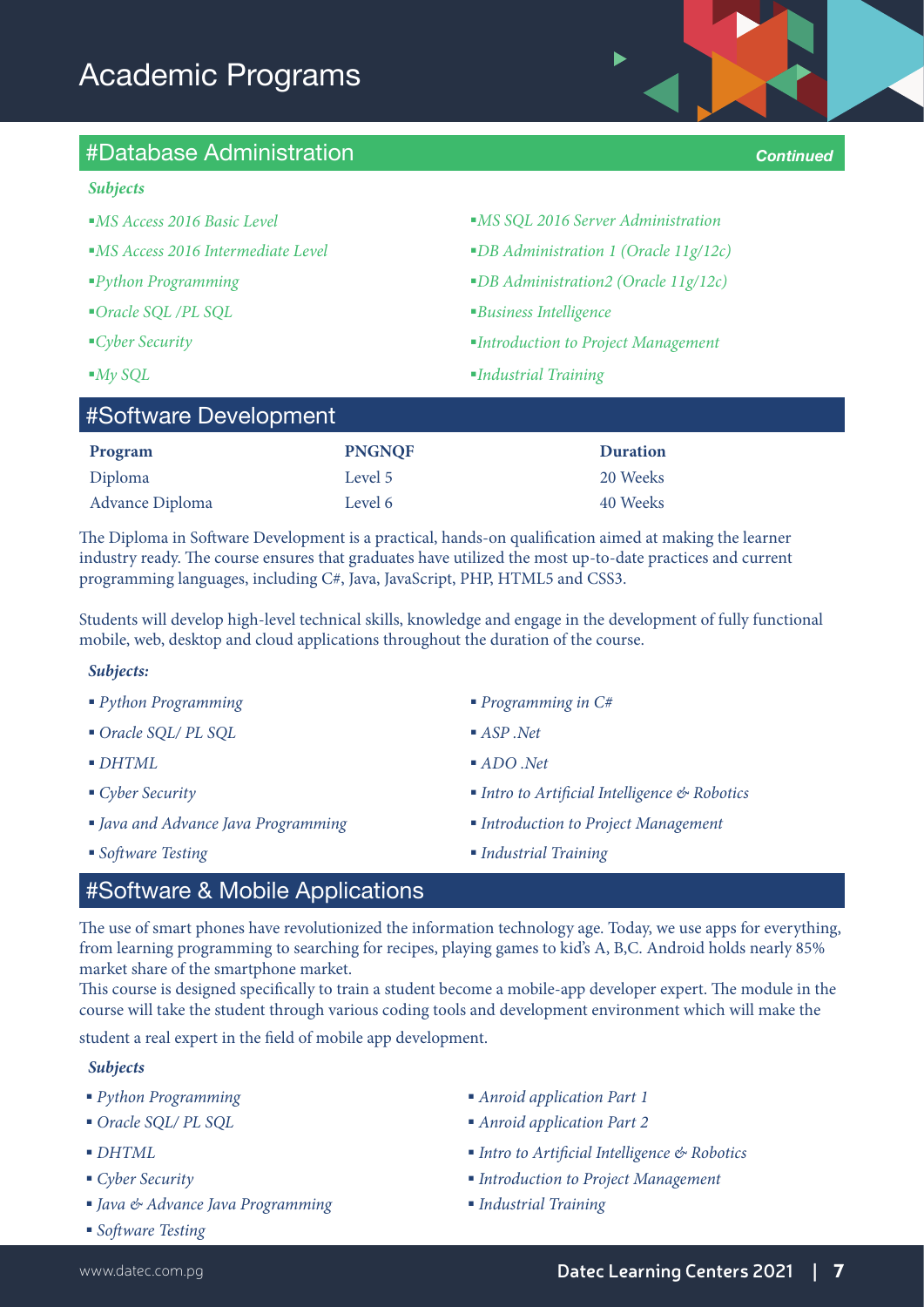# Academic Programs

## #Database Administration

*Continued*

***Subjects***

- *MS Access 2016 Basic Level*
- *MS Access 2016 Intermediate Level*
- *Python Programming*
- *Oracle SQL /PL SQL*
- *Cyber Security*
- *My SQL*
- *MS SQL 2016 Server Administration*
- *DB Administration 1 (Oracle 11g/12c)*
- *DB Administration2 (Oracle 11g/12c)*
- *Business Intelligence*
- *Introduction to Project Management*
- *Industrial Training*

## #Software Development

| Program | PNGNQF | Duration |
|---|---|---|
| Diploma | Level 5 | 20 Weeks |
| Advance Diploma | Level 6 | 40 Weeks |

The Diploma in Software Development is a practical, hands-on qualification aimed at making the learner industry ready. The course ensures that graduates have utilized the most up-to-date practices and current programming languages, including C#, Java, JavaScript, PHP, HTML5 and CSS3.

Students will develop high-level technical skills, knowledge and engage in the development of fully functional mobile, web, desktop and cloud applications throughout the duration of the course.

***Subjects:***

- *Python Programming*
- *Oracle SQL/ PL SQL*
- *DHTML*
- *Cyber Security*
- *Java and Advance Java Programming*
- *Software Testing*
- *Programming in C#*
- *ASP .Net*
- *ADO .Net*
- *Intro to Artificial Intelligence & Robotics*
- *Introduction to Project Management*
- *Industrial Training*

## #Software & Mobile Applications

The use of smart phones have revolutionized the information technology age. Today, we use apps for everything, from learning programming to searching for recipes, playing games to kid's A, B,C. Android holds nearly 85% market share of the smartphone market.

This course is designed specifically to train a student become a mobile-app developer expert. The module in the course will take the student through various coding tools and development environment which will make the student a real expert in the field of mobile app development.

***Subjects***

- *Python Programming*
- *Oracle SQL/ PL SQL*
- *DHTML*
- *Cyber Security*
- *Java & Advance Java Programming*
- *Software Testing*
- *Anroid application Part 1*
- *Anroid application Part 2*
- *Intro to Artificial Intelligence & Robotics*
- *Introduction to Project Management*
- *Industrial Training*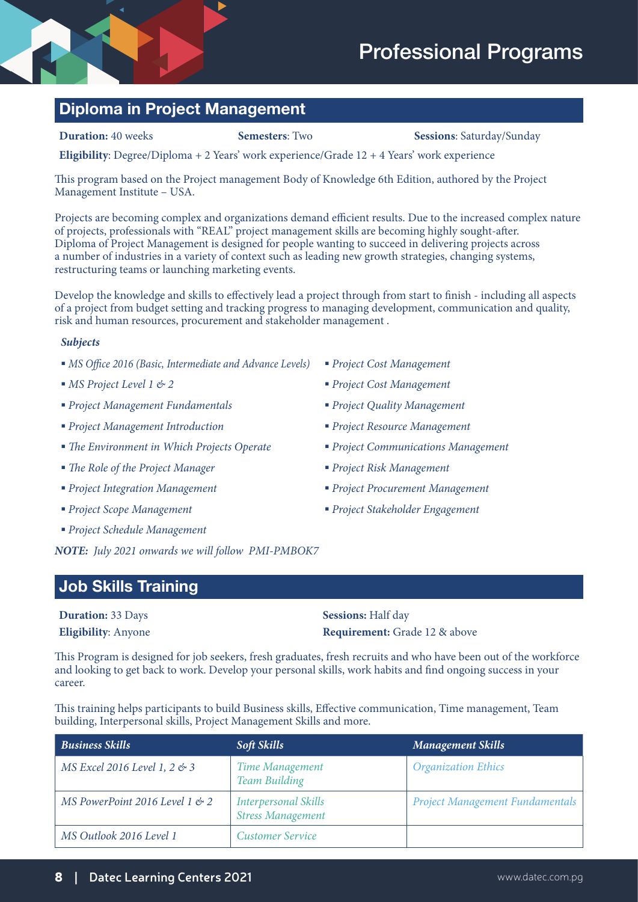# Professional Programs

## Diploma in Project Management

**Duration:** 40 weeks  **Semesters**: Two  **Sessions**: Saturday/Sunday

**Eligibility**: Degree/Diploma + 2 Years' work experience/Grade 12 + 4 Years' work experience

This program based on the Project management Body of Knowledge 6th Edition, authored by the Project Management Institute – USA.

Projects are becoming complex and organizations demand efficient results. Due to the increased complex nature of projects, professionals with "REAL" project management skills are becoming highly sought-after. Diploma of Project Management is designed for people wanting to succeed in delivering projects across a number of industries in a variety of context such as leading new growth strategies, changing systems, restructuring teams or launching marketing events.

Develop the knowledge and skills to effectively lead a project through from start to finish - including all aspects of a project from budget setting and tracking progress to managing development, communication and quality, risk and human resources, procurement and stakeholder management .

***Subjects***

- *MS Office 2016 (Basic, Intermediate and Advance Levels)*
- *MS Project Level 1 & 2*
- *Project Management Fundamentals*
- *Project Management Introduction*
- *The Environment in Which Projects Operate*
- *The Role of the Project Manager*
- *Project Integration Management*
- *Project Scope Management*
- *Project Schedule Management*
- *Project Cost Management*
- *Project Cost Management*
- *Project Quality Management*
- *Project Resource Management*
- *Project Communications Management*
- *Project Risk Management*
- *Project Procurement Management*
- *Project Stakeholder Engagement*

***NOTE:*** *July 2021 onwards we will follow PMI-PMBOK7*

## Job Skills Training

**Duration:** 33 Days  **Sessions:** Half day

**Eligibility**: Anyone  **Requirement:** Grade 12 & above

This Program is designed for job seekers, fresh graduates, fresh recruits and who have been out of the workforce and looking to get back to work. Develop your personal skills, work habits and find ongoing success in your career.

This training helps participants to build Business skills, Effective communication, Time management, Team building, Interpersonal skills, Project Management Skills and more.

| *Business Skills* | *Soft Skills* | *Management Skills* |
|---|---|---|
| *MS Excel 2016 Level 1, 2 & 3* | *Time Management*<br>*Team Building* | *Organization Ethics* |
| *MS PowerPoint 2016 Level 1 & 2* | *Interpersonal Skills*<br>*Stress Management* | *Project Management Fundamentals* |
| *MS Outlook 2016 Level 1* | *Customer Service* | |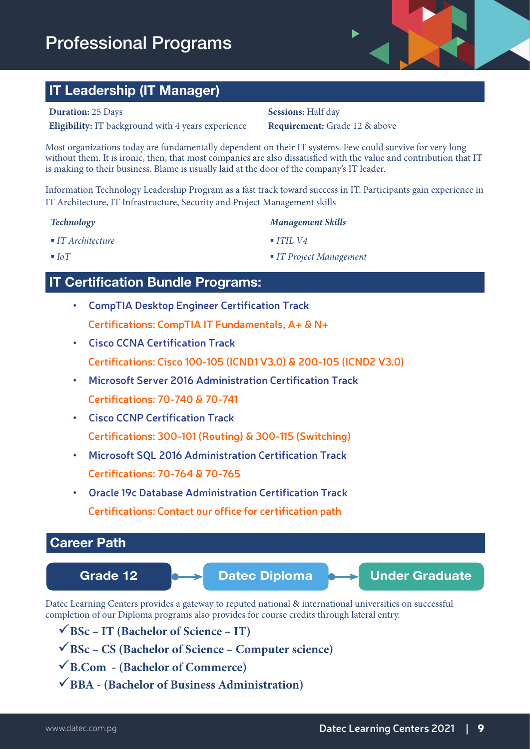# Professional Programs

## IT Leadership (IT Manager)

**Duration:** 25 Days
**Sessions:** Half day
**Eligibility:** IT background with 4 years experience
**Requirement:** Grade 12 & above

Most organizations today are fundamentally dependent on their IT systems. Few could survive for very long without them. It is ironic, then, that most companies are also dissatisfied with the value and contribution that IT is making to their business. Blame is usually laid at the door of the company's IT leader.

Information Technology Leadership Program as a fast track toward success in IT. Participants gain experience in IT Architecture, IT Infrastructure, Security and Project Management skills.

***Technology***

- *IT Architecture*
- *IoT*

***Management Skills***

- *ITIL V4*
- *IT Project Management*

## IT Certification Bundle Programs:

- **CompTIA Desktop Engineer Certification Track**
  Certifications: CompTIA IT Fundamentals, A+ & N+
- **Cisco CCNA Certification Track**
  Certifications: Cisco 100-105 (ICND1 V3.0) & 200-105 (ICND2 V3.0)
- **Microsoft Server 2016 Administration Certification Track**
  Certifications: 70-740 & 70-741
- **Cisco CCNP Certification Track**
  Certifications: 300-101 (Routing) & 300-115 (Switching)
- **Microsoft SQL 2016 Administration Certification Track**
  Certifications: 70-764 & 70-765
- **Oracle 19c Database Administration Certification Track**
  Certifications: Contact our office for certification path

## Career Path

**Grade 12** → **Datec Diploma** → **Under Graduate**

Datec Learning Centers provides a gateway to reputed national & international universities on successful completion of our Diploma programs also provides for course credits through lateral entry.

- ✓ **BSc – IT (Bachelor of Science – IT)**
- ✓ **BSc – CS (Bachelor of Science – Computer science)**
- ✓ **B.Com - (Bachelor of Commerce)**
- ✓ **BBA - (Bachelor of Business Administration)**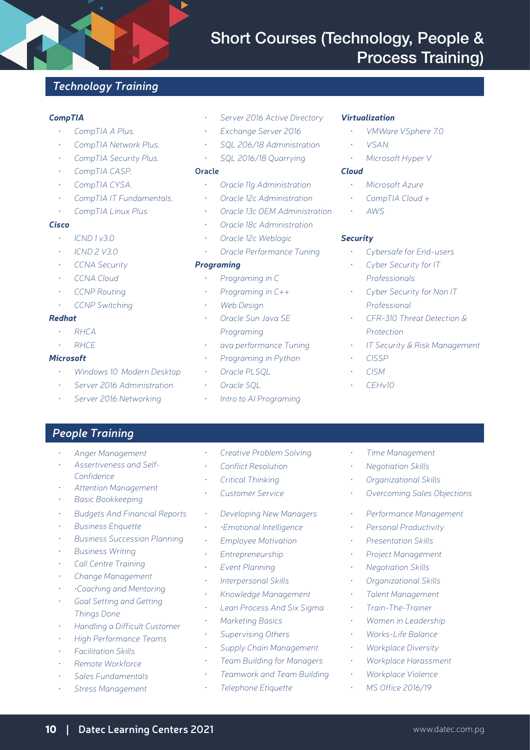# Short Courses (Technology, People & Process Training)

## Technology Training

### CompTIA

- CompTIA A Plus.
- CompTIA Network Plus.
- CompTIA Security Plus.
- CompTIA CASP.
- CompTIA CYSA.
- CompTIA IT Fundamentals.
- CompTIA Linux Plus

### Cisco

- ICND 1 v3.0
- ICND 2 V3.0
- CCNA Security
- CCNA Cloud
- CCNP Routing
- CCNP Switching

### Redhat

- RHCA
- RHCE

### Microsoft

- Windows 10 Modern Desktop
- Server 2016 Administration
- Server 2016 Networking
- Server 2016 Active Directory
- Exchange Server 2016
- SQL 206/18 Administration
- SQL 2016/18 Quarrying

### Oracle

- Oracle 11g Administration
- Oracle 12c Administration
- Oracle 13c OEM Administration
- Oracle 18c Administration
- Oracle 12c Weblogic
- Oracle Performance Tuning

### Programing

- Programing in C
- Programing in C++
- Web Design
- Oracle Sun Java SE Programing
- ava performance Tuning
- Programing in Python
- Oracle PLSQL
- Oracle SQL
- Intro to AI Programing

### Virtualization

- VMWare VSphere 7.0
- VSAN
- Microsoft Hyper V

### Cloud

- Microsoft Azure
- CompTIA Cloud +
- AWS

### Security

- Cybersafe for End-users
- Cyber Security for IT Professionals
- Cyber Security for Non IT Professional
- CFR-310 Threat Detection & Protection
- IT Security & Risk Management
- CISSP
- CISM
- CEHv10

## People Training

- Anger Management
- Assertiveness and Self-Confidence
- Attention Management
- Basic Bookkeeping
- Budgets And Financial Reports
- Business Etiquette
- Business Succession Planning
- Business Writing
- Call Centre Training
- Change Management
- ·Coaching and Mentoring
- Goal Setting and Getting Things Done
- Handling a Difficult Customer
- High Performance Teams
- Facilitation Skills
- Remote Workforce
- Sales Fundamentals
- Stress Management
- Creative Problem Solving
- Conflict Resolution
- Critical Thinking
- Customer Service
- Developing New Managers
- ·Emotional Intelligence
- Employee Motivation
- Entrepreneurship
- Event Planning
- Interpersonal Skills
- Knowledge Management
- Lean Process And Six Sigma
- Marketing Basics
- Supervising Others
- Supply Chain Management
- Team Building for Managers
- Teamwork and Team Building
- Telephone Etiquette
- Time Management
- Negotiation Skills
- Organizational Skills
- Overcoming Sales Objections
- Performance Management
- Personal Productivity
- Presentation Skills
- Project Management
- Negotiation Skills
- Organizational Skills
- Talent Management
- Train-The-Trainer
- Women in Leadership
- Works-Life Balance
- Workplace Diversity
- Workplace Harassment
- Workplace Violence
- MS Office 2016/19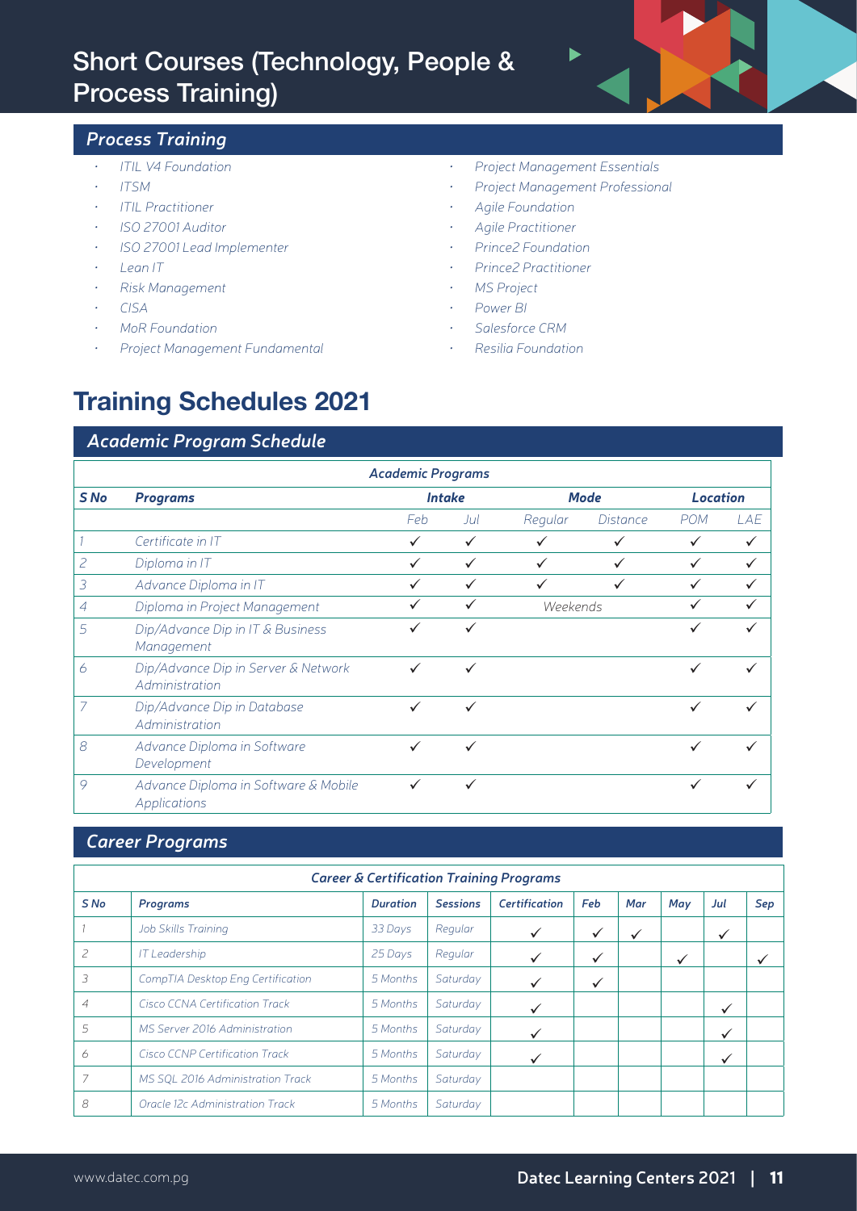# Short Courses (Technology, People & Process Training)

## Process Training

- ITIL V4 Foundation
- ITSM
- ITIL Practitioner
- ISO 27001 Auditor
- ISO 27001 Lead Implementer
- Lean IT
- Risk Management
- CISA
- MoR Foundation
- Project Management Fundamental
- Project Management Essentials
- Project Management Professional
- Agile Foundation
- Agile Practitioner
- Prince2 Foundation
- Prince2 Practitioner
- MS Project
- Power BI
- Salesforce CRM
- Resilia Foundation

# Training Schedules 2021

## Academic Program Schedule

| Academic Programs | | | | | | | |
|---|---|---|---|---|---|---|---|
| S No | Programs | Intake | | Mode | | Location | |
| | | Feb | Jul | Regular | Distance | POM | LAE |
| 1 | Certificate in IT | ✓ | ✓ | ✓ | ✓ | ✓ | ✓ |
| 2 | Diploma in IT | ✓ | ✓ | ✓ | ✓ | ✓ | ✓ |
| 3 | Advance Diploma in IT | ✓ | ✓ | ✓ | ✓ | ✓ | ✓ |
| 4 | Diploma in Project Management | ✓ | ✓ | Weekends | | ✓ | ✓ |
| 5 | Dip/Advance Dip in IT & Business Management | ✓ | ✓ | | | ✓ | ✓ |
| 6 | Dip/Advance Dip in Server & Network Administration | ✓ | ✓ | | | ✓ | ✓ |
| 7 | Dip/Advance Dip in Database Administration | ✓ | ✓ | | | ✓ | ✓ |
| 8 | Advance Diploma in Software Development | ✓ | ✓ | | | ✓ | ✓ |
| 9 | Advance Diploma in Software & Mobile Applications | ✓ | ✓ | | | ✓ | ✓ |

## Career Programs

| Career & Certification Training Programs | | | | | | | | | |
|---|---|---|---|---|---|---|---|---|---|
| S No | Programs | Duration | Sessions | Certification | Feb | Mar | May | Jul | Sep |
| 1 | Job Skills Training | 33 Days | Regular | ✓ | ✓ | ✓ | | ✓ | |
| 2 | IT Leadership | 25 Days | Regular | ✓ | ✓ | | ✓ | | ✓ |
| 3 | CompTIA Desktop Eng Certification | 5 Months | Saturday | ✓ | ✓ | | | | |
| 4 | Cisco CCNA Certification Track | 5 Months | Saturday | ✓ | | | | ✓ | |
| 5 | MS Server 2016 Administration | 5 Months | Saturday | ✓ | | | | ✓ | |
| 6 | Cisco CCNP Certification Track | 5 Months | Saturday | ✓ | | | | ✓ | |
| 7 | MS SQL 2016 Administration Track | 5 Months | Saturday | | | | | | |
| 8 | Oracle 12c Administration Track | 5 Months | Saturday | | | | | | |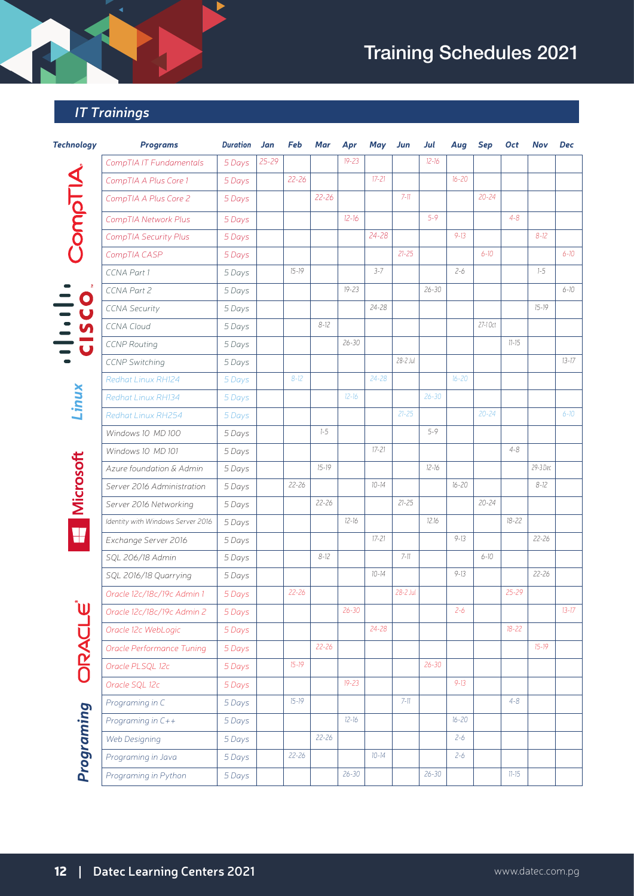# Training Schedules 2021

## IT Trainings

| Technology | Programs | Duration | Jan | Feb | Mar | Apr | May | Jun | Jul | Aug | Sep | Oct | Nov | Dec |
|---|---|---|---|---|---|---|---|---|---|---|---|---|---|---|
| CompTIA | CompTIA IT Fundamentals | 5 Days | 25-29 | | | 19-23 | | | 12-16 | | | | | |
| | CompTIA A Plus Core 1 | 5 Days | | 22-26 | | | 17-21 | | | 16-20 | | | | |
| | CompTIA A Plus Core 2 | 5 Days | | | 22-26 | | | 7-11 | | | 20-24 | | | |
| | CompTIA Network Plus | 5 Days | | | | 12-16 | | | 5-9 | | | 4-8 | | |
| | CompTIA Security Plus | 5 Days | | | | | 24-28 | | | 9-13 | | | 8-12 | |
| | CompTIA CASP | 5 Days | | | | | | 21-25 | | | 6-10 | | | 6-10 |
| Cisco | CCNA Part 1 | 5 Days | | 15-19 | | | 3-7 | | | 2-6 | | | 1-5 | |
| | CCNA Part 2 | 5 Days | | | | 19-23 | | | 26-30 | | | | | 6-10 |
| | CCNA Security | 5 Days | | | | | 24-28 | | | | | | 15-19 | |
| | CCNA Cloud | 5 Days | | | 8-12 | | | | | | 27-1 Oct | | | |
| | CCNP Routing | 5 Days | | | | 26-30 | | | | | | 11-15 | | |
| | CCNP Switching | 5 Days | | | | | | 28-2 Jul | | | | | | 13-17 |
| Linux | Redhat Linux RH124 | 5 Days | | 8-12 | | | 24-28 | | | 16-20 | | | | |
| | Redhat Linux RH134 | 5 Days | | | | 12-16 | | | 26-30 | | | | | |
| | Redhat Linux RH254 | 5 Days | | | | | | 21-25 | | | 20-24 | | | 6-10 |
| Microsoft | Windows 10 MD 100 | 5 Days | | | 1-5 | | | | 5-9 | | | | | |
| | Windows 10 MD 101 | 5 Days | | | | | 17-21 | | | | | 4-8 | | |
| | Azure foundation & Admin | 5 Days | | | 15-19 | | | | 12-16 | | | | 29-3 Dec | |
| | Server 2016 Administration | 5 Days | | 22-26 | | | 10-14 | | | 16-20 | | | 8-12 | |
| | Server 2016 Networking | 5 Days | | | 22-26 | | | 21-25 | | | 20-24 | | | |
| | Identity with Windows Server 2016 | 5 Days | | | | 12-16 | | | 12-16 | | | 18-22 | | |
| | Exchange Server 2016 | 5 Days | | | | | 17-21 | | | 9-13 | | | 22-26 | |
| | SQL 206/18 Admin | 5 Days | | | 8-12 | | | 7-11 | | | 6-10 | | | |
| | SQL 2016/18 Quarrying | 5 Days | | | | | 10-14 | | | 9-13 | | | 22-26 | |
| Oracle | Oracle 12c/18c/19c Admin 1 | 5 Days | | 22-26 | | | | 28-2 Jul | | | | 25-29 | | |
| | Oracle 12c/18c/19c Admin 2 | 5 Days | | | | 26-30 | | | | 2-6 | | | | 13-17 |
| | Oracle 12c WebLogic | 5 Days | | | | | 24-28 | | | | | 18-22 | | |
| | Oracle Performance Tuning | 5 Days | | | 22-26 | | | | | | | | 15-19 | |
| | Oracle PLSQL 12c | 5 Days | | 15-19 | | | | | 26-30 | | | | | |
| | Oracle SQL 12c | 5 Days | | | | 19-23 | | | | 9-13 | | | | |
| Programing | Programing in C | 5 Days | | 15-19 | | | | 7-11 | | | | 4-8 | | |
| | Programing in C++ | 5 Days | | | | 12-16 | | | | 16-20 | | | | |
| | Web Designing | 5 Days | | | 22-26 | | | | | 2-6 | | | | |
| | Programing in Java | 5 Days | | 22-26 | | | 10-14 | | | 2-6 | | | | |
| | Programing in Python | 5 Days | | | | 26-30 | | | 26-30 | | | 11-15 | | |

Datec Learning Centers 2021

www.datec.com.pg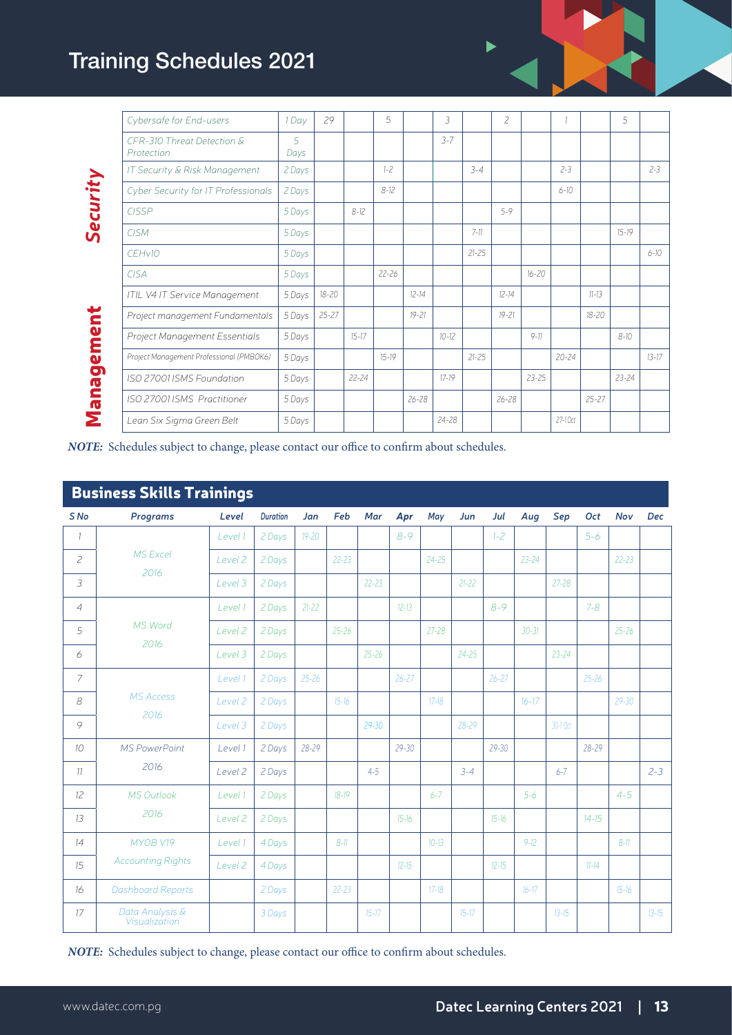# Training Schedules 2021

| | | | | | | | | | | | | | | |
|---|---|---|---|---|---|---|---|---|---|---|---|---|---|---|
| **Security** | Cybersafe for End-users | 1 Day | 29 | | 5 | | 3 | | 2 | | 1 | | 5 | |
| | CFR-310 Threat Detection & Protection | 5 Days | | | | | 3-7 | | | | | | | |
| | IT Security & Risk Management | 2 Days | | | 1-2 | | | 3-4 | | | 2-3 | | | 2-3 |
| | Cyber Security for IT Professionals | 2 Days | | | 8-12 | | | | | | 6-10 | | | |
| | CISSP | 5 Days | | 8-12 | | | | | 5-9 | | | | | |
| | CISM | 5 Days | | | | | | 7-11 | | | | | 15-19 | |
| | CEHv10 | 5 Days | | | | | | 21-25 | | | | | | 6-10 |
| | CISA | 5 Days | | | 22-26 | | | | | 16-20 | | | | |
| **Management** | ITIL V4 IT Service Management | 5 Days | 18-20 | | | 12-14 | | | 12-14 | | | 11-13 | | |
| | Project management Fundamentals | 5 Days | 25-27 | | | 19-21 | | | 19-21 | | | 18-20 | | |
| | Project Management Essentials | 5 Days | | 15-17 | | | 10-12 | | | 9-11 | | | 8-10 | |
| | Project Management Professional (PMBOK6) | 5 Days | | | 15-19 | | | 21-25 | | | 20-24 | | | 13-17 |
| | ISO 27001 ISMS Foundation | 5 Days | | 22-24 | | | 17-19 | | | 23-25 | | | 23-24 | |
| | ISO 27001 ISMS Practitioner | 5 Days | | | | 26-28 | | | 26-28 | | | 25-27 | | |
| | Lean Six Sigma Green Belt | 5 Days | | | | | 24-28 | | | | 27-1 Oct | | | |

***NOTE:*** Schedules subject to change, please contact our office to confirm about schedules.

## Business Skills Trainings

| S No | Programs | Level | Duration | Jan | Feb | Mar | Apr | May | Jun | Jul | Aug | Sep | Oct | Nov | Dec |
|---|---|---|---|---|---|---|---|---|---|---|---|---|---|---|---|
| 1 | MS Excel 2016 | Level 1 | 2 Days | 19-20 | | | 8-9 | | | 1-2 | | | 5-6 | | |
| 2 | | Level 2 | 2 Days | | 22-23 | | | 24-25 | | | 23-24 | | | 22-23 | |
| 3 | | Level 3 | 2 Days | | | 22-23 | | | 21-22 | | | 27-28 | | | |
| 4 | MS Word 2016 | Level 1 | 2 Days | 21-22 | | | 12-13 | | | 8-9 | | | 7-8 | | |
| 5 | | Level 2 | 2 Days | | 25-26 | | | 27-28 | | | 30-31 | | | 25-26 | |
| 6 | | Level 3 | 2 Days | | | 25-26 | | | 24-25 | | | 23-24 | | | |
| 7 | MS Access 2016 | Level 1 | 2 Days | 25-26 | | | 26-27 | | | 26-27 | | | 25-26 | | |
| 8 | | Level 2 | 2 Days | | 15-16 | | | 17-18 | | | 16-17 | | | 29-30 | |
| 9 | | Level 3 | 2 Days | | | 29-30 | | | 28-29 | | | 30-1 Oct | | | |
| 10 | MS PowerPoint 2016 | Level 1 | 2 Days | 28-29 | | | 29-30 | | | 29-30 | | | 28-29 | | |
| 11 | | Level 2 | 2 Days | | | 4-5 | | | 3-4 | | | 6-7 | | | 2-3 |
| 12 | MS Outlook 2016 | Level 1 | 2 Days | | 18-19 | | | 6-7 | | | 5-6 | | | 4-5 | |
| 13 | | Level 2 | 2 Days | | | | 15-16 | | | 15-16 | | | 14-15 | | |
| 14 | MYOB V19 Accounting Rights | Level 1 | 4 Days | | 8-11 | | | 10-13 | | | 9-12 | | | 8-11 | |
| 15 | | Level 2 | 4 Days | | | | 12-15 | | | 12-15 | | | 11-14 | | |
| 16 | Dashboard Reports | | 2 Days | | 22-23 | | | 17-18 | | | 16-17 | | | 15-16 | |
| 17 | Data Analysis & Visualization | | 3 Days | | | 15-17 | | | 15-17 | | | 13-15 | | | 13-15 |

***NOTE:*** Schedules subject to change, please contact our office to confirm about schedules.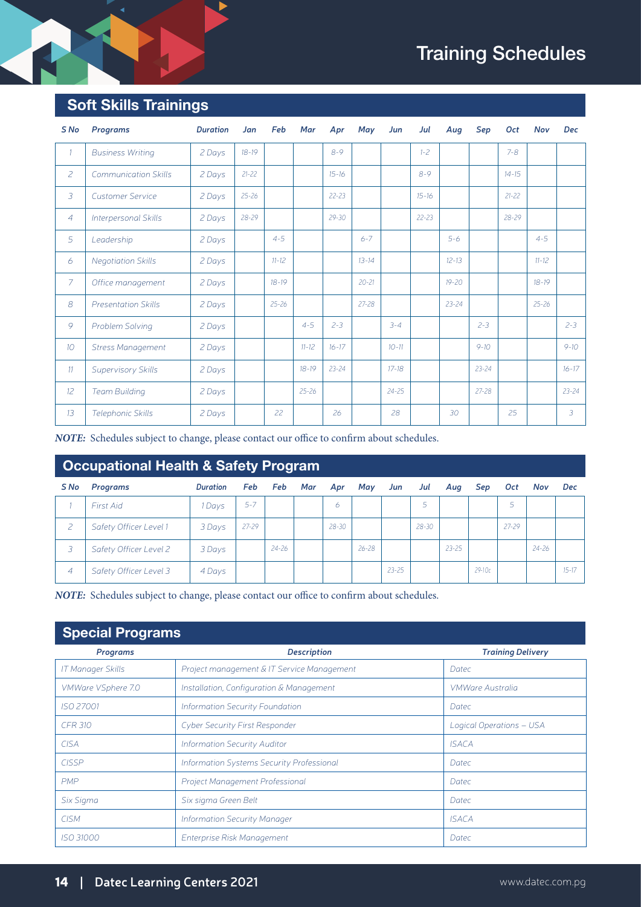# Training Schedules

## Soft Skills Trainings

| S No | Programs | Duration | Jan | Feb | Mar | Apr | May | Jun | Jul | Aug | Sep | Oct | Nov | Dec |
|---|---|---|---|---|---|---|---|---|---|---|---|---|---|---|
| 1 | Business Writing | 2 Days | 18-19 | | | 8-9 | | | 1-2 | | | 7-8 | | |
| 2 | Communication Skills | 2 Days | 21-22 | | | 15-16 | | | 8-9 | | | 14-15 | | |
| 3 | Customer Service | 2 Days | 25-26 | | | 22-23 | | | 15-16 | | | 21-22 | | |
| 4 | Interpersonal Skills | 2 Days | 28-29 | | | 29-30 | | | 22-23 | | | 28-29 | | |
| 5 | Leadership | 2 Days | | 4-5 | | | 6-7 | | | 5-6 | | | 4-5 | |
| 6 | Negotiation Skills | 2 Days | | 11-12 | | | 13-14 | | | 12-13 | | | 11-12 | |
| 7 | Office management | 2 Days | | 18-19 | | | 20-21 | | | 19-20 | | | 18-19 | |
| 8 | Presentation Skills | 2 Days | | 25-26 | | | 27-28 | | | 23-24 | | | 25-26 | |
| 9 | Problem Solving | 2 Days | | | 4-5 | 2-3 | | 3-4 | | | 2-3 | | | 2-3 |
| 10 | Stress Management | 2 Days | | | 11-12 | 16-17 | | 10-11 | | | 9-10 | | | 9-10 |
| 11 | Supervisory Skills | 2 Days | | | 18-19 | 23-24 | | 17-18 | | | 23-24 | | | 16-17 |
| 12 | Team Building | 2 Days | | | 25-26 | | | 24-25 | | | 27-28 | | | 23-24 |
| 13 | Telephonic Skills | 2 Days | | 22 | | 26 | | 28 | | 30 | | 25 | | 3 |

***NOTE:*** Schedules subject to change, please contact our office to confirm about schedules.

## Occupational Health & Safety Program

| S No | Programs | Duration | Feb | Feb | Mar | Apr | May | Jun | Jul | Aug | Sep | Oct | Nov | Dec |
|---|---|---|---|---|---|---|---|---|---|---|---|---|---|---|
| 1 | First Aid | 1 Days | 5-7 | | | 6 | | | 5 | | | 5 | | |
| 2 | Safety Officer Level 1 | 3 Days | 27-29 | | | 28-30 | | | 28-30 | | | 27-29 | | |
| 3 | Safety Officer Level 2 | 3 Days | | 24-26 | | | 26-28 | | | 23-25 | | | 24-26 | |
| 4 | Safety Officer Level 3 | 4 Days | | | | | | 23-25 | | | 29-10c | | | 15-17 |

***NOTE:*** Schedules subject to change, please contact our office to confirm about schedules.

## Special Programs

| Programs | Description | Training Delivery |
|---|---|---|
| IT Manager Skills | Project management & IT Service Management | Datec |
| VMWare VSphere 7.0 | Installation, Configuration & Management | VMWare Australia |
| ISO 27001 | Information Security Foundation | Datec |
| CFR 310 | Cyber Security First Responder | Logical Operations – USA |
| CISA | Information Security Auditor | ISACA |
| CISSP | Information Systems Security Professional | Datec |
| PMP | Project Management Professional | Datec |
| Six Sigma | Six sigma Green Belt | Datec |
| CISM | Information Security Manager | ISACA |
| ISO 31000 | Enterprise Risk Management | Datec |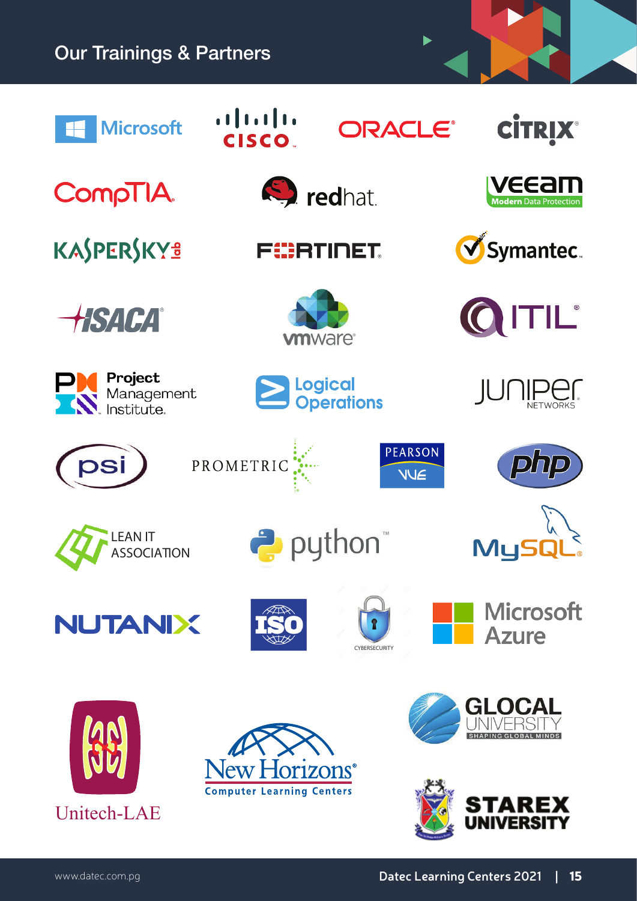# Our Trainings & Partners

Microsoft

CISCO

ORACLE

CITRIX

CompTIA

redhat

VEEAM Modern Data Protection

KASPERSKY lab

FORTINET

Symantec

ISACA

vmware

ITIL

Project Management Institute

Logical Operations

JUNIPER NETWORKS

psi

PROMETRIC

PEARSON VUE

php

LEAN IT ASSOCIATION

python

MySQL

NUTANIX

ISO

CYBERSECURITY

Microsoft Azure

Unitech-LAE

New Horizons Computer Learning Centers

GLOCAL UNIVERSITY SHAPING GLOBAL MINDS

STAREX UNIVERSITY

www.datec.com.pg

Datec Learning Centers 2021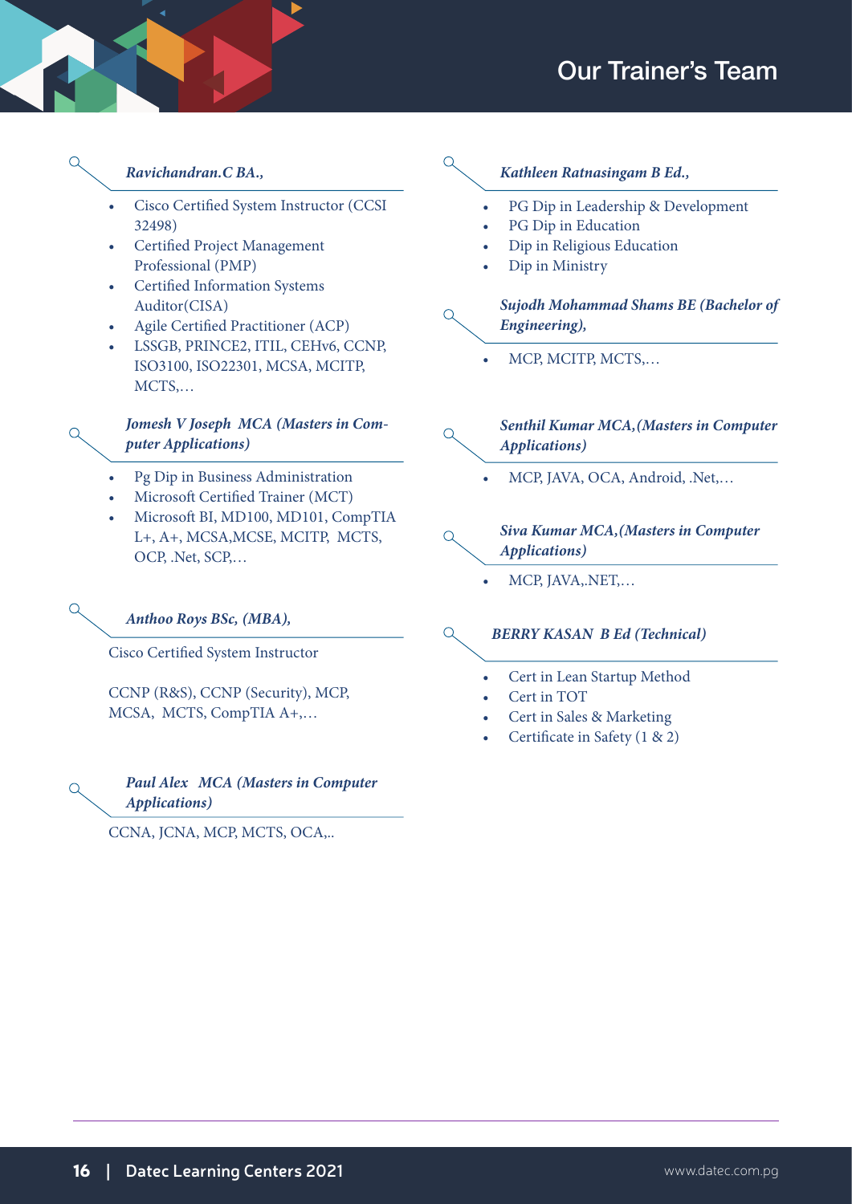# Our Trainer's Team

***Ravichandran.C BA.,***

- Cisco Certified System Instructor (CCSI 32498)
- Certified Project Management Professional (PMP)
- Certified Information Systems Auditor(CISA)
- Agile Certified Practitioner (ACP)
- LSSGB, PRINCE2, ITIL, CEHv6, CCNP, ISO3100, ISO22301, MCSA, MCITP, MCTS,…

***Jomesh V Joseph MCA (Masters in Computer Applications)***

- Pg Dip in Business Administration
- Microsoft Certified Trainer (MCT)
- Microsoft BI, MD100, MD101, CompTIA L+, A+, MCSA,MCSE, MCITP, MCTS, OCP, .Net, SCP,…

***Anthoo Roys BSc, (MBA),***

Cisco Certified System Instructor

CCNP (R&S), CCNP (Security), MCP, MCSA, MCTS, CompTIA A+,…

***Paul Alex MCA (Masters in Computer Applications)***

CCNA, JCNA, MCP, MCTS, OCA,..

***Kathleen Ratnasingam B Ed.,***

- PG Dip in Leadership & Development
- PG Dip in Education
- Dip in Religious Education
- Dip in Ministry

***Sujodh Mohammad Shams BE (Bachelor of Engineering),***

- MCP, MCITP, MCTS,…

***Senthil Kumar MCA,(Masters in Computer Applications)***

- MCP, JAVA, OCA, Android, .Net,…

***Siva Kumar MCA,(Masters in Computer Applications)***

- MCP, JAVA,.NET,…

***BERRY KASAN B Ed (Technical)***

- Cert in Lean Startup Method
- Cert in TOT
- Cert in Sales & Marketing
- Certificate in Safety (1 & 2)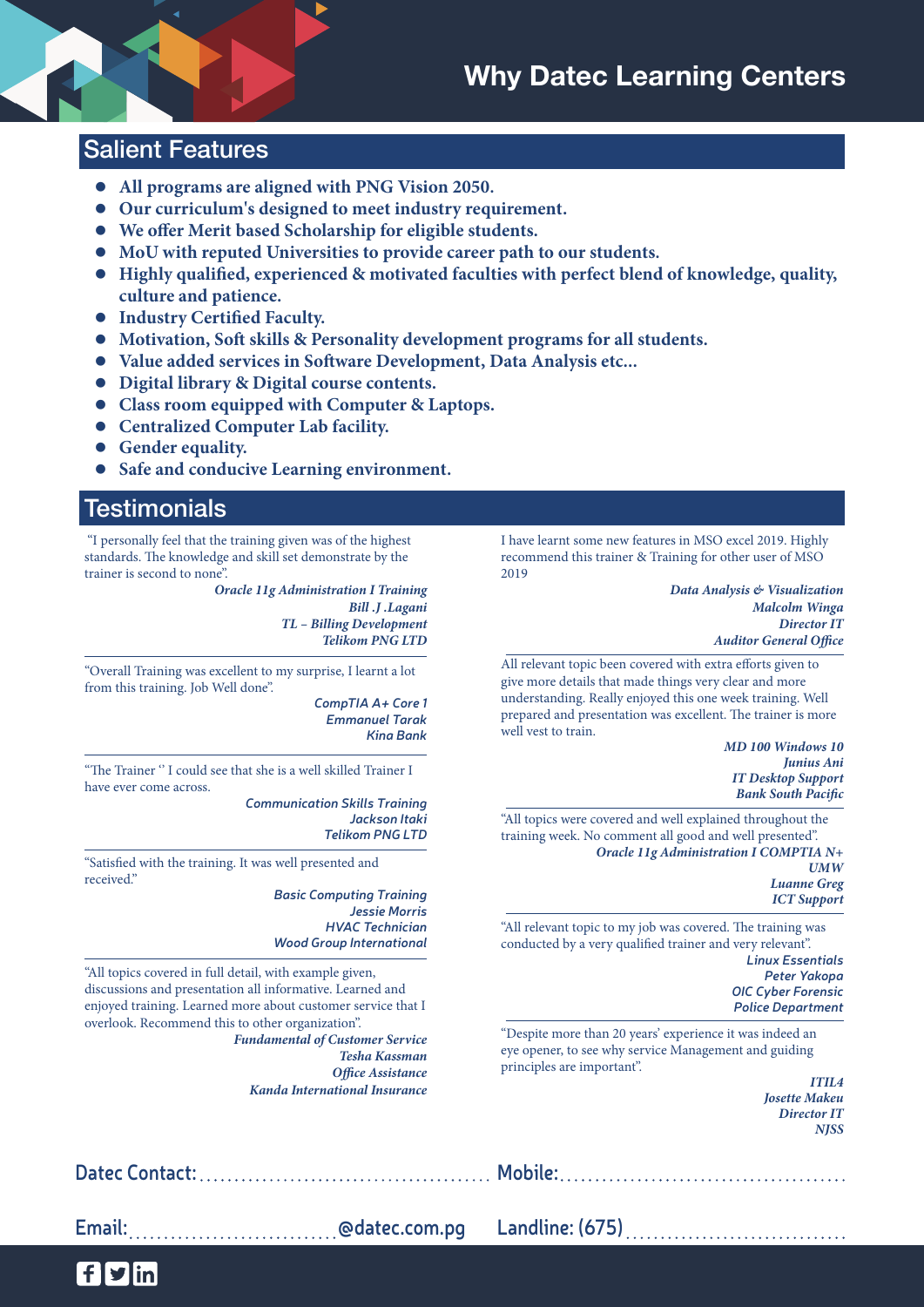# Why Datec Learning Centers

## Salient Features

- **All programs are aligned with PNG Vision 2050.**
- **Our curriculum's designed to meet industry requirement.**
- **We offer Merit based Scholarship for eligible students.**
- **MoU with reputed Universities to provide career path to our students.**
- **Highly qualified, experienced & motivated faculties with perfect blend of knowledge, quality, culture and patience.**
- **Industry Certified Faculty.**
- **Motivation, Soft skills & Personality development programs for all students.**
- **Value added services in Software Development, Data Analysis etc...**
- **Digital library & Digital course contents.**
- **Class room equipped with Computer & Laptops.**
- **Centralized Computer Lab facility.**
- **Gender equality.**
- **Safe and conducive Learning environment.**

## Testimonials

"I personally feel that the training given was of the highest standards. The knowledge and skill set demonstrate by the trainer is second to none".

*Oracle 11g Administration I Training*
*Bill .J .Lagani*
*TL – Billing Development*
*Telikom PNG LTD*

---

"Overall Training was excellent to my surprise, I learnt a lot from this training. Job Well done".

*CompTIA A+ Core 1*
*Emmanuel Tarak*
*Kina Bank*

---

"The Trainer '' I could see that she is a well skilled Trainer I have ever come across.

*Communication Skills Training*
*Jackson Itaki*
*Telikom PNG LTD*

---

"Satisfied with the training. It was well presented and received."

*Basic Computing Training*
*Jessie Morris*
*HVAC Technician*
*Wood Group International*

---

"All topics covered in full detail, with example given, discussions and presentation all informative. Learned and enjoyed training. Learned more about customer service that I overlook. Recommend this to other organization".

*Fundamental of Customer Service*
*Tesha Kassman*
*Office Assistance*
*Kanda International Insurance*

---

I have learnt some new features in MSO excel 2019. Highly recommend this trainer & Training for other user of MSO 2019

*Data Analysis & Visualization*
*Malcolm Winga*
*Director IT*
*Auditor General Office*

---

All relevant topic been covered with extra efforts given to give more details that made things very clear and more understanding. Really enjoyed this one week training. Well prepared and presentation was excellent. The trainer is more well vest to train.

*MD 100 Windows 10*
*Junius Ani*
*IT Desktop Support*
*Bank South Pacific*

---

"All topics were covered and well explained throughout the training week. No comment all good and well presented".

*Oracle 11g Administration I COMPTIA N+*
*UMW*
*Luanne Greg*
*ICT Support*

---

"All relevant topic to my job was covered. The training was conducted by a very qualified trainer and very relevant".

*Linux Essentials*
*Peter Yakopa*
*OIC Cyber Forensic*
*Police Department*

---

"Despite more than 20 years' experience it was indeed an eye opener, to see why service Management and guiding principles are important".

*ITIL4*
*Josette Makeu*
*Director IT*
*NJSS*

---

**Datec Contact:**........................................ **Mobile:**........................................

**Email:**............................**@datec.com.pg** **Landline: (675)**...............................